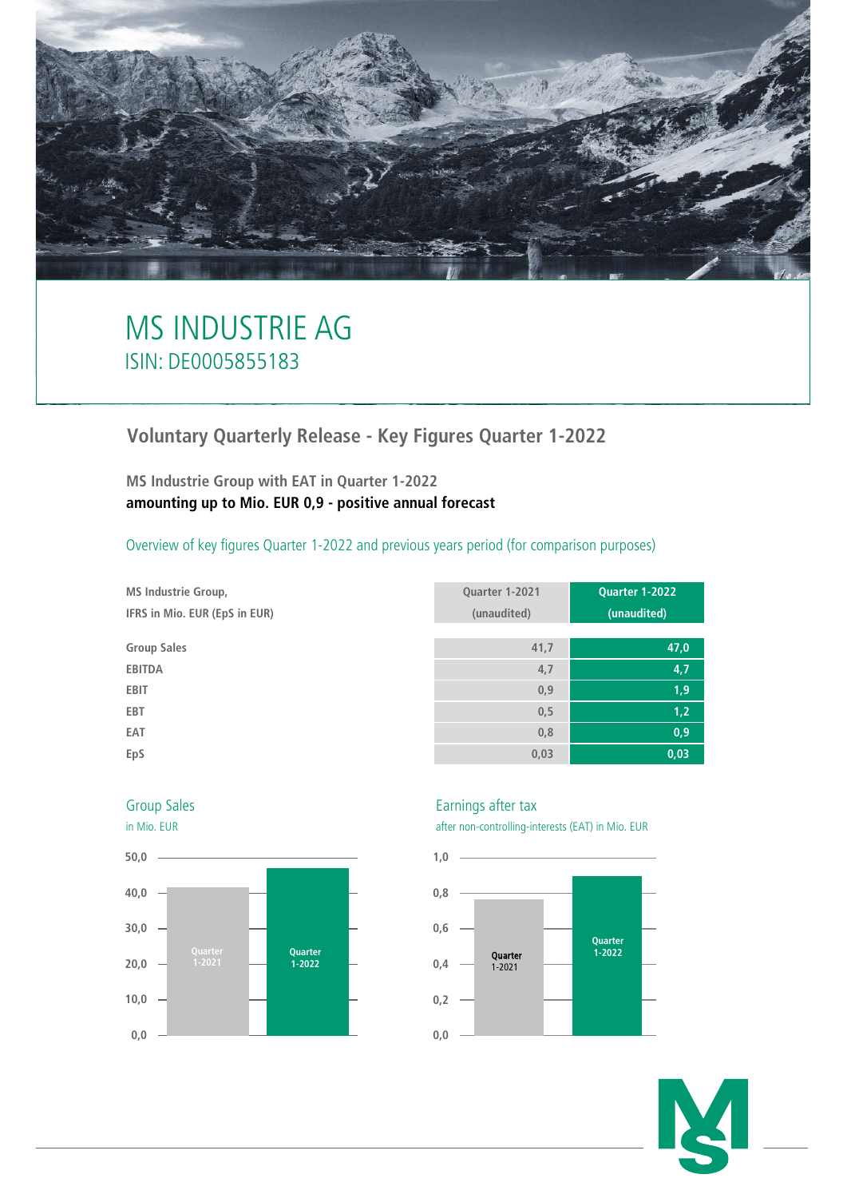# MS INDUSTRIE AG

ISIN: DE0005855183

## Voluntary Quarterly Release - Key Figures Quarter 1-2022

### MS Industrie Group with EAT in Quarter 1-2022
**amounting up to Mio. EUR 0,9 - positive annual forecast**

Overview of key figures Quarter 1-2022 and previous years period (for comparison purposes)

| MS Industrie Group, IFRS in Mio. EUR (EpS in EUR) | Quarter 1-2021 (unaudited) | Quarter 1-2022 (unaudited) |
|---|---|---|
| Group Sales | 41,7 | 47,0 |
| EBITDA | 4,7 | 4,7 |
| EBIT | 0,9 | 1,9 |
| EBT | 0,5 | 1,2 |
| EAT | 0,8 | 0,9 |
| EpS | 0,03 | 0,03 |

Group Sales
in Mio. EUR

Earnings after tax
after non-controlling-interests (EAT) in Mio. EUR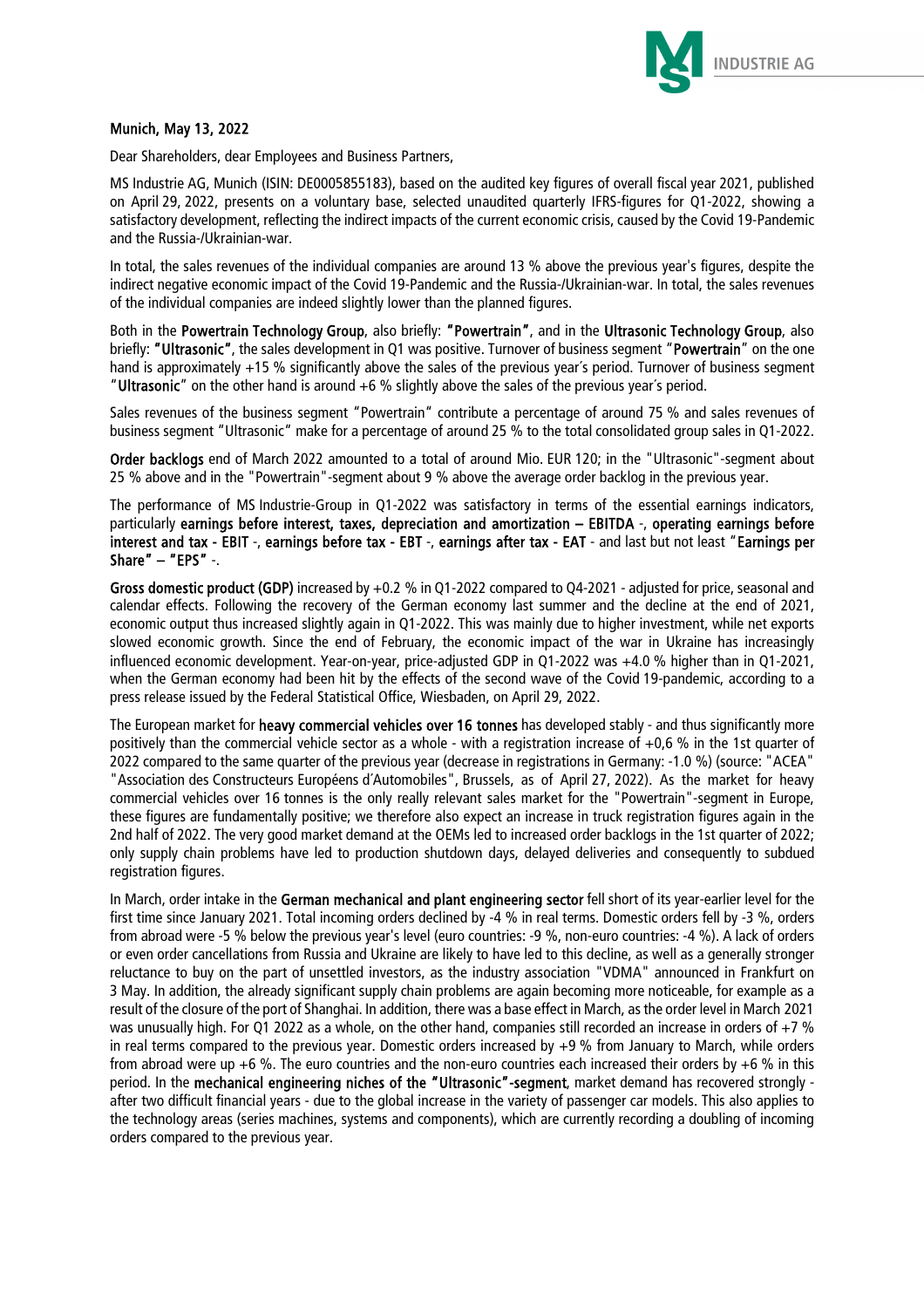**Munich, May 13, 2022**

Dear Shareholders, dear Employees and Business Partners,

MS Industrie AG, Munich (ISIN: DE0005855183), based on the audited key figures of overall fiscal year 2021, published on April 29, 2022, presents on a voluntary base, selected unaudited quarterly IFRS-figures for Q1-2022, showing a satisfactory development, reflecting the indirect impacts of the current economic crisis, caused by the Covid 19-Pandemic and the Russia-/Ukrainian-war.

In total, the sales revenues of the individual companies are around 13 % above the previous year's figures, despite the indirect negative economic impact of the Covid 19-Pandemic and the Russia-/Ukrainian-war. In total, the sales revenues of the individual companies are indeed slightly lower than the planned figures.

Both in the **Powertrain Technology Group**, also briefly: **"Powertrain"**, and in the **Ultrasonic Technology Group**, also briefly: **"Ultrasonic"**, the sales development in Q1 was positive. Turnover of business segment "**Powertrain**" on the one hand is approximately +15 % significantly above the sales of the previous year´s period. Turnover of business segment "**Ultrasonic**" on the other hand is around +6 % slightly above the sales of the previous year´s period.

Sales revenues of the business segment "Powertrain" contribute a percentage of around 75 % and sales revenues of business segment "Ultrasonic" make for a percentage of around 25 % to the total consolidated group sales in Q1-2022.

**Order backlogs** end of March 2022 amounted to a total of around Mio. EUR 120; in the "Ultrasonic"-segment about 25 % above and in the "Powertrain"-segment about 9 % above the average order backlog in the previous year.

The performance of MS Industrie-Group in Q1-2022 was satisfactory in terms of the essential earnings indicators, particularly **earnings before interest, taxes, depreciation and amortization – EBITDA** -, **operating earnings before interest and tax - EBIT** -, **earnings before tax - EBT** -, **earnings after tax - EAT** - and last but not least "**Earnings per Share" – "EPS"** -.

**Gross domestic product (GDP)** increased by +0.2 % in Q1-2022 compared to Q4-2021 - adjusted for price, seasonal and calendar effects. Following the recovery of the German economy last summer and the decline at the end of 2021, economic output thus increased slightly again in Q1-2022. This was mainly due to higher investment, while net exports slowed economic growth. Since the end of February, the economic impact of the war in Ukraine has increasingly influenced economic development. Year-on-year, price-adjusted GDP in Q1-2022 was +4.0 % higher than in Q1-2021, when the German economy had been hit by the effects of the second wave of the Covid 19-pandemic, according to a press release issued by the Federal Statistical Office, Wiesbaden, on April 29, 2022.

The European market for **heavy commercial vehicles over 16 tonnes** has developed stably - and thus significantly more positively than the commercial vehicle sector as a whole - with a registration increase of +0,6 % in the 1st quarter of 2022 compared to the same quarter of the previous year (decrease in registrations in Germany: -1.0 %) (source: "ACEA" "Association des Constructeurs Européens d´Automobiles", Brussels, as of April 27, 2022). As the market for heavy commercial vehicles over 16 tonnes is the only really relevant sales market for the "Powertrain"-segment in Europe, these figures are fundamentally positive; we therefore also expect an increase in truck registration figures again in the 2nd half of 2022. The very good market demand at the OEMs led to increased order backlogs in the 1st quarter of 2022; only supply chain problems have led to production shutdown days, delayed deliveries and consequently to subdued registration figures.

In March, order intake in the **German mechanical and plant engineering sector** fell short of its year-earlier level for the first time since January 2021. Total incoming orders declined by -4 % in real terms. Domestic orders fell by -3 %, orders from abroad were -5 % below the previous year's level (euro countries: -9 %, non-euro countries: -4 %). A lack of orders or even order cancellations from Russia and Ukraine are likely to have led to this decline, as well as a generally stronger reluctance to buy on the part of unsettled investors, as the industry association "VDMA" announced in Frankfurt on 3 May. In addition, the already significant supply chain problems are again becoming more noticeable, for example as a result of the closure of the port of Shanghai. In addition, there was a base effect in March, as the order level in March 2021 was unusually high. For Q1 2022 as a whole, on the other hand, companies still recorded an increase in orders of +7 % in real terms compared to the previous year. Domestic orders increased by +9 % from January to March, while orders from abroad were up +6 %. The euro countries and the non-euro countries each increased their orders by +6 % in this period. In the **mechanical engineering niches of the "Ultrasonic"-segment**, market demand has recovered strongly - after two difficult financial years - due to the global increase in the variety of passenger car models. This also applies to the technology areas (series machines, systems and components), which are currently recording a doubling of incoming orders compared to the previous year.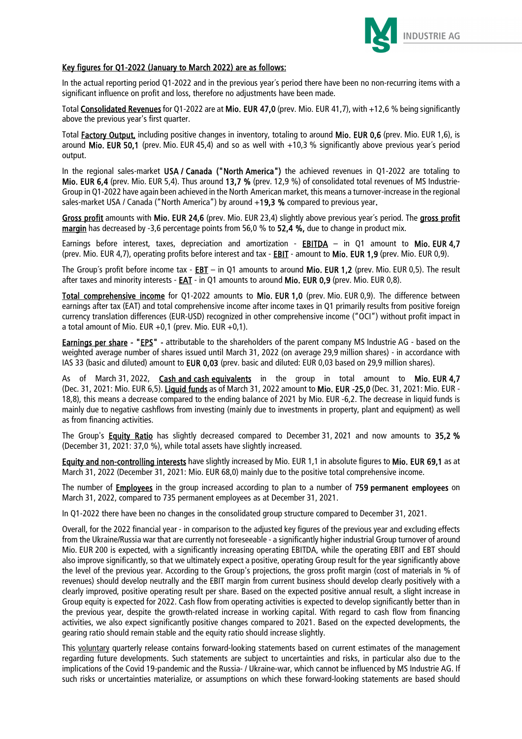## Key figures for Q1-2022 (January to March 2022) are as follows:

In the actual reporting period Q1-2022 and in the previous year´s period there have been no non-recurring items with a significant influence on profit and loss, therefore no adjustments have been made.

Total Consolidated Revenues for Q1-2022 are at **Mio. EUR 47,0** (prev. Mio. EUR 41,7), with +12,6 % being significantly above the previous year's first quarter.

Total Factory Output, including positive changes in inventory, totaling to around **Mio. EUR 0,6** (prev. Mio. EUR 1,6), is around **Mio. EUR 50,1** (prev. Mio. EUR 45,4) and so as well with +10,3 % significantly above previous year´s period output.

In the regional sales-market **USA / Canada ("North America")** the achieved revenues in Q1-2022 are totaling to **Mio. EUR 6,4** (prev. Mio. EUR 5,4). Thus around **13,7 %** (prev. 12,9 %) of consolidated total revenues of MS Industrie-Group in Q1-2022 have again been achieved in the North American market, this means a turnover-increase in the regional sales-market USA / Canada ("North America") by around +**19,3 %** compared to previous year.

Gross profit amounts with **Mio. EUR 24,6** (prev. Mio. EUR 23,4) slightly above previous year´s period. The gross profit margin has decreased by -3,6 percentage points from 56,0 % to **52,4 %,** due to change in product mix.

Earnings before interest, taxes, depreciation and amortization - EBITDA – in Q1 amount to **Mio. EUR 4,7** (prev. Mio. EUR 4,7), operating profits before interest and tax - EBIT - amount to **Mio. EUR 1,9** (prev. Mio. EUR 0,9).

The Group´s profit before income tax - EBT – in Q1 amounts to around **Mio. EUR 1,2** (prev. Mio. EUR 0,5). The result after taxes and minority interests - EAT - in Q1 amounts to around **Mio. EUR 0,9** (prev. Mio. EUR 0,8).

Total comprehensive income for Q1-2022 amounts to **Mio. EUR 1,0** (prev. Mio. EUR 0,9). The difference between earnings after tax (EAT) and total comprehensive income after income taxes in Q1 primarily results from positive foreign currency translation differences (EUR-USD) recognized in other comprehensive income ("OCI") without profit impact in a total amount of Mio. EUR +0,1 (prev. Mio. EUR +0,1).

Earnings per share - "EPS" - attributable to the shareholders of the parent company MS Industrie AG - based on the weighted average number of shares issued until March 31, 2022 (on average 29,9 million shares) - in accordance with IAS 33 (basic and diluted) amount to **EUR 0,03** (prev. basic and diluted: EUR 0,03 based on 29,9 million shares).

As of March 31, 2022, Cash and cash equivalents in the group in total amount to **Mio. EUR 4,7** (Dec. 31, 2021: Mio. EUR 6,5). Liquid funds as of March 31, 2022 amount to **Mio. EUR -25,0** (Dec. 31, 2021: Mio. EUR -18,8), this means a decrease compared to the ending balance of 2021 by Mio. EUR -6,2. The decrease in liquid funds is mainly due to negative cashflows from investing (mainly due to investments in property, plant and equipment) as well as from financing activities.

The Group's Equity Ratio has slightly decreased compared to December 31, 2021 and now amounts to **35,2 %** (December 31, 2021: 37,0 %), while total assets have slightly increased.

Equity and non-controlling interests have slightly increased by Mio. EUR 1,1 in absolute figures to **Mio. EUR 69,1** as at March 31, 2022 (December 31, 2021: Mio. EUR 68,0) mainly due to the positive total comprehensive income.

The number of Employees in the group increased according to plan to a number of **759 permanent employees** on March 31, 2022, compared to 735 permanent employees as at December 31, 2021.

In Q1-2022 there have been no changes in the consolidated group structure compared to December 31, 2021.

Overall, for the 2022 financial year - in comparison to the adjusted key figures of the previous year and excluding effects from the Ukraine/Russia war that are currently not foreseeable - a significantly higher industrial Group turnover of around Mio. EUR 200 is expected, with a significantly increasing operating EBITDA, while the operating EBIT and EBT should also improve significantly, so that we ultimately expect a positive, operating Group result for the year significantly above the level of the previous year. According to the Group's projections, the gross profit margin (cost of materials in % of revenues) should develop neutrally and the EBIT margin from current business should develop clearly positively with a clearly improved, positive operating result per share. Based on the expected positive annual result, a slight increase in Group equity is expected for 2022. Cash flow from operating activities is expected to develop significantly better than in the previous year, despite the growth-related increase in working capital. With regard to cash flow from financing activities, we also expect significantly positive changes compared to 2021. Based on the expected developments, the gearing ratio should remain stable and the equity ratio should increase slightly.

This voluntary quarterly release contains forward-looking statements based on current estimates of the management regarding future developments. Such statements are subject to uncertainties and risks, in particular also due to the implications of the Covid 19-pandemic and the Russia- / Ukraine-war, which cannot be influenced by MS Industrie AG. If such risks or uncertainties materialize, or assumptions on which these forward-looking statements are based should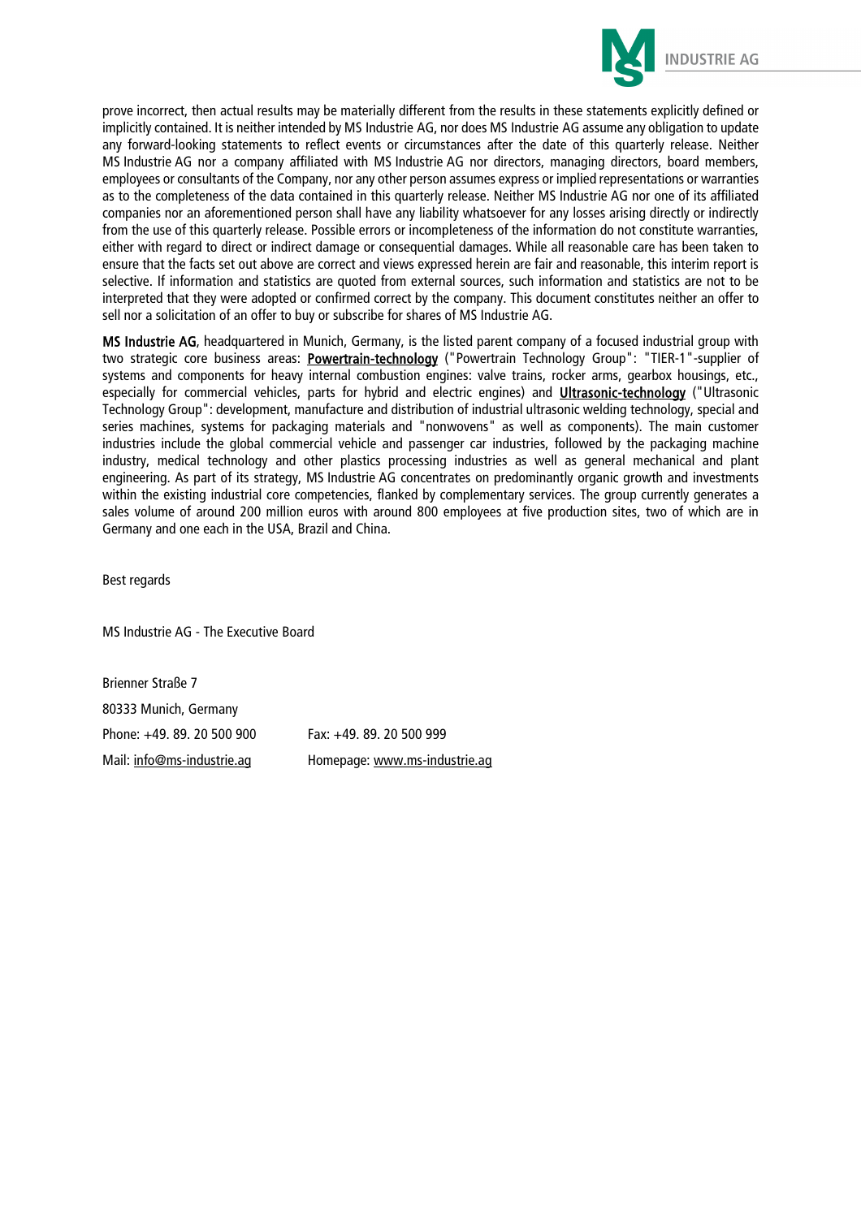prove incorrect, then actual results may be materially different from the results in these statements explicitly defined or implicitly contained. It is neither intended by MS Industrie AG, nor does MS Industrie AG assume any obligation to update any forward-looking statements to reflect events or circumstances after the date of this quarterly release. Neither MS Industrie AG nor a company affiliated with MS Industrie AG nor directors, managing directors, board members, employees or consultants of the Company, nor any other person assumes express or implied representations or warranties as to the completeness of the data contained in this quarterly release. Neither MS Industrie AG nor one of its affiliated companies nor an aforementioned person shall have any liability whatsoever for any losses arising directly or indirectly from the use of this quarterly release. Possible errors or incompleteness of the information do not constitute warranties, either with regard to direct or indirect damage or consequential damages. While all reasonable care has been taken to ensure that the facts set out above are correct and views expressed herein are fair and reasonable, this interim report is selective. If information and statistics are quoted from external sources, such information and statistics are not to be interpreted that they were adopted or confirmed correct by the company. This document constitutes neither an offer to sell nor a solicitation of an offer to buy or subscribe for shares of MS Industrie AG.

**MS Industrie AG**, headquartered in Munich, Germany, is the listed parent company of a focused industrial group with two strategic core business areas: **Powertrain-technology** ("Powertrain Technology Group": "TIER-1"-supplier of systems and components for heavy internal combustion engines: valve trains, rocker arms, gearbox housings, etc., especially for commercial vehicles, parts for hybrid and electric engines) and **Ultrasonic-technology** ("Ultrasonic Technology Group": development, manufacture and distribution of industrial ultrasonic welding technology, special and series machines, systems for packaging materials and "nonwovens" as well as components). The main customer industries include the global commercial vehicle and passenger car industries, followed by the packaging machine industry, medical technology and other plastics processing industries as well as general mechanical and plant engineering. As part of its strategy, MS Industrie AG concentrates on predominantly organic growth and investments within the existing industrial core competencies, flanked by complementary services. The group currently generates a sales volume of around 200 million euros with around 800 employees at five production sites, two of which are in Germany and one each in the USA, Brazil and China.

Best regards

MS Industrie AG - The Executive Board

Brienner Straße 7

80333 Munich, Germany

Phone: +49. 89. 20 500 900 Fax: +49. 89. 20 500 999

Mail: info@ms-industrie.ag Homepage: www.ms-industrie.ag